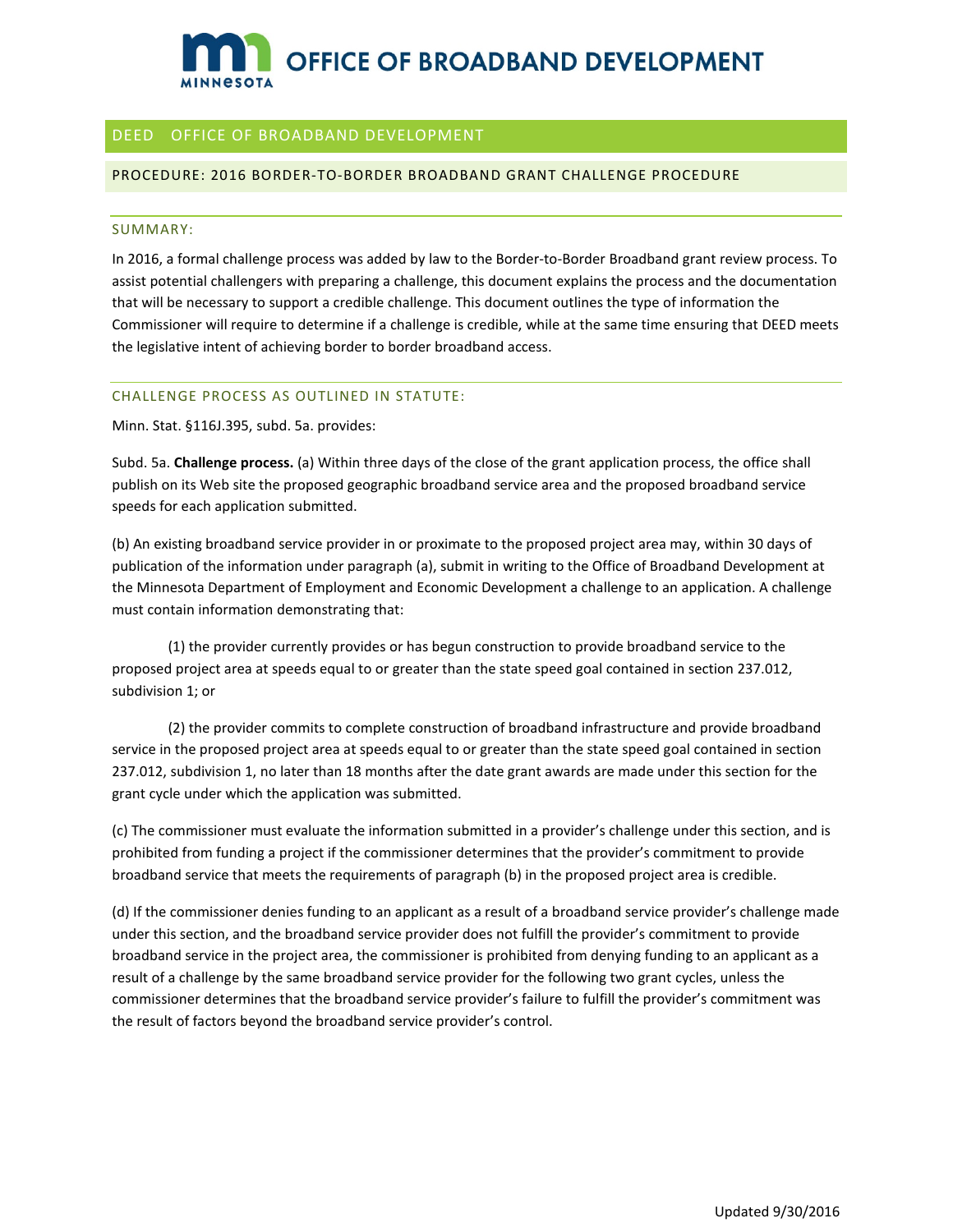# OFFICE OF BROADBAND DEVELOPMENT

## DEED OFFICE OF BROADBAND DEVELOPMENT

### PROCEDURE: 2016 BORDER-TO-BORDER BROADBAND GRANT CHALLENGE PROCEDURE

#### SUMMARY:

In 2016, a formal challenge process was added by law to the Border-to-Border Broadband grant review process. To assist potential challengers with preparing a challenge, this document explains the process and the documentation that will be necessary to support a credible challenge. This document outlines the type of information the Commissioner will require to determine if a challenge is credible, while at the same time ensuring that DEED meets the legislative intent of achieving border to border broadband access.

#### CHALLENGE PROCESS AS OUTLINED IN STATUTE:

Minn. Stat. §116J.395, subd. 5a. provides:

Subd. 5a. **Challenge process.** (a) Within three days of the close of the grant application process, the office shall publish on its Web site the proposed geographic broadband service area and the proposed broadband service speeds for each application submitted.

(b) An existing broadband service provider in or proximate to the proposed project area may, within 30 days of publication of the information under paragraph (a), submit in writing to the Office of Broadband Development at the Minnesota Department of Employment and Economic Development a challenge to an application. A challenge must contain information demonstrating that:

(1) the provider currently provides or has begun construction to provide broadband service to the proposed project area at speeds equal to or greater than the state speed goal contained in section 237.012, subdivision 1; or

(2) the provider commits to complete construction of broadband infrastructure and provide broadband service in the proposed project area at speeds equal to or greater than the state speed goal contained in section 237.012, subdivision 1, no later than 18 months after the date grant awards are made under this section for the grant cycle under which the application was submitted.

(c) The commissioner must evaluate the information submitted in a provider's challenge under this section, and is prohibited from funding a project if the commissioner determines that the provider's commitment to provide broadband service that meets the requirements of paragraph (b) in the proposed project area is credible.

(d) If the commissioner denies funding to an applicant as a result of a broadband service provider's challenge made under this section, and the broadband service provider does not fulfill the provider's commitment to provide broadband service in the project area, the commissioner is prohibited from denying funding to an applicant as a result of a challenge by the same broadband service provider for the following two grant cycles, unless the commissioner determines that the broadband service provider's failure to fulfill the provider's commitment was the result of factors beyond the broadband service provider's control.

Updated 9/30/2016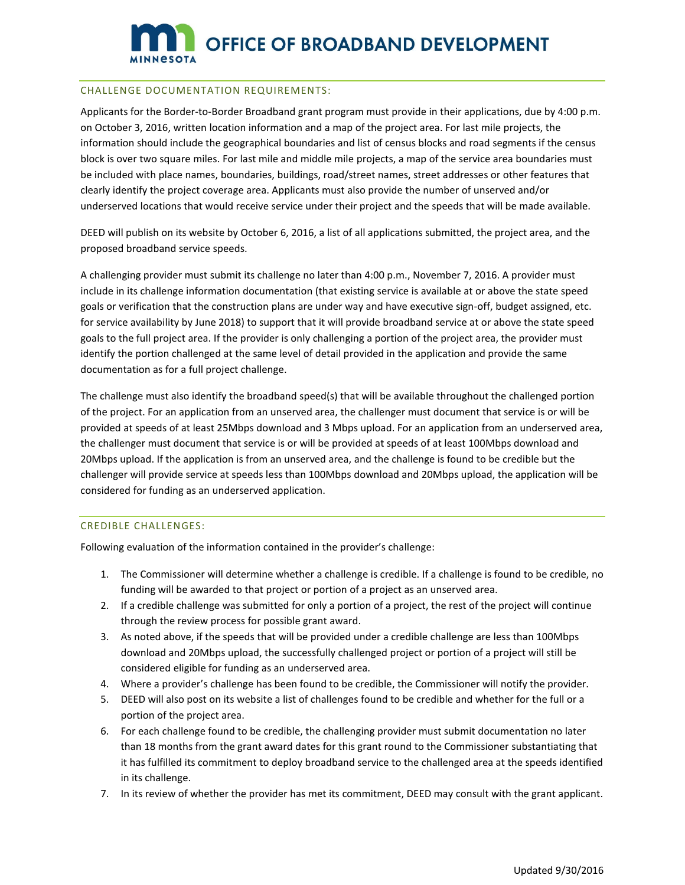# OFFICE OF BROADBAND DEVELOPMENT

## CHALLENGE DOCUMENTATION REQUIREMENTS:

Applicants for the Border-to-Border Broadband grant program must provide in their applications, due by 4:00 p.m. on October 3, 2016, written location information and a map of the project area. For last mile projects, the information should include the geographical boundaries and list of census blocks and road segments if the census block is over two square miles. For last mile and middle mile projects, a map of the service area boundaries must be included with place names, boundaries, buildings, road/street names, street addresses or other features that clearly identify the project coverage area. Applicants must also provide the number of unserved and/or underserved locations that would receive service under their project and the speeds that will be made available.

DEED will publish on its website by October 6, 2016, a list of all applications submitted, the project area, and the proposed broadband service speeds.

A challenging provider must submit its challenge no later than 4:00 p.m., November 7, 2016. A provider must include in its challenge information documentation (that existing service is available at or above the state speed goals or verification that the construction plans are under way and have executive sign-off, budget assigned, etc. for service availability by June 2018) to support that it will provide broadband service at or above the state speed goals to the full project area. If the provider is only challenging a portion of the project area, the provider must identify the portion challenged at the same level of detail provided in the application and provide the same documentation as for a full project challenge.

The challenge must also identify the broadband speed(s) that will be available throughout the challenged portion of the project. For an application from an unserved area, the challenger must document that service is or will be provided at speeds of at least 25Mbps download and 3 Mbps upload. For an application from an underserved area, the challenger must document that service is or will be provided at speeds of at least 100Mbps download and 20Mbps upload. If the application is from an unserved area, and the challenge is found to be credible but the challenger will provide service at speeds less than 100Mbps download and 20Mbps upload, the application will be considered for funding as an underserved application.

## CREDIBLE CHALLENGES:

Following evaluation of the information contained in the provider's challenge:

1. The Commissioner will determine whether a challenge is credible. If a challenge is found to be credible, no funding will be awarded to that project or portion of a project as an unserved area.
2. If a credible challenge was submitted for only a portion of a project, the rest of the project will continue through the review process for possible grant award.
3. As noted above, if the speeds that will be provided under a credible challenge are less than 100Mbps download and 20Mbps upload, the successfully challenged project or portion of a project will still be considered eligible for funding as an underserved area.
4. Where a provider's challenge has been found to be credible, the Commissioner will notify the provider.
5. DEED will also post on its website a list of challenges found to be credible and whether for the full or a portion of the project area.
6. For each challenge found to be credible, the challenging provider must submit documentation no later than 18 months from the grant award dates for this grant round to the Commissioner substantiating that it has fulfilled its commitment to deploy broadband service to the challenged area at the speeds identified in its challenge.
7. In its review of whether the provider has met its commitment, DEED may consult with the grant applicant.

Updated 9/30/2016